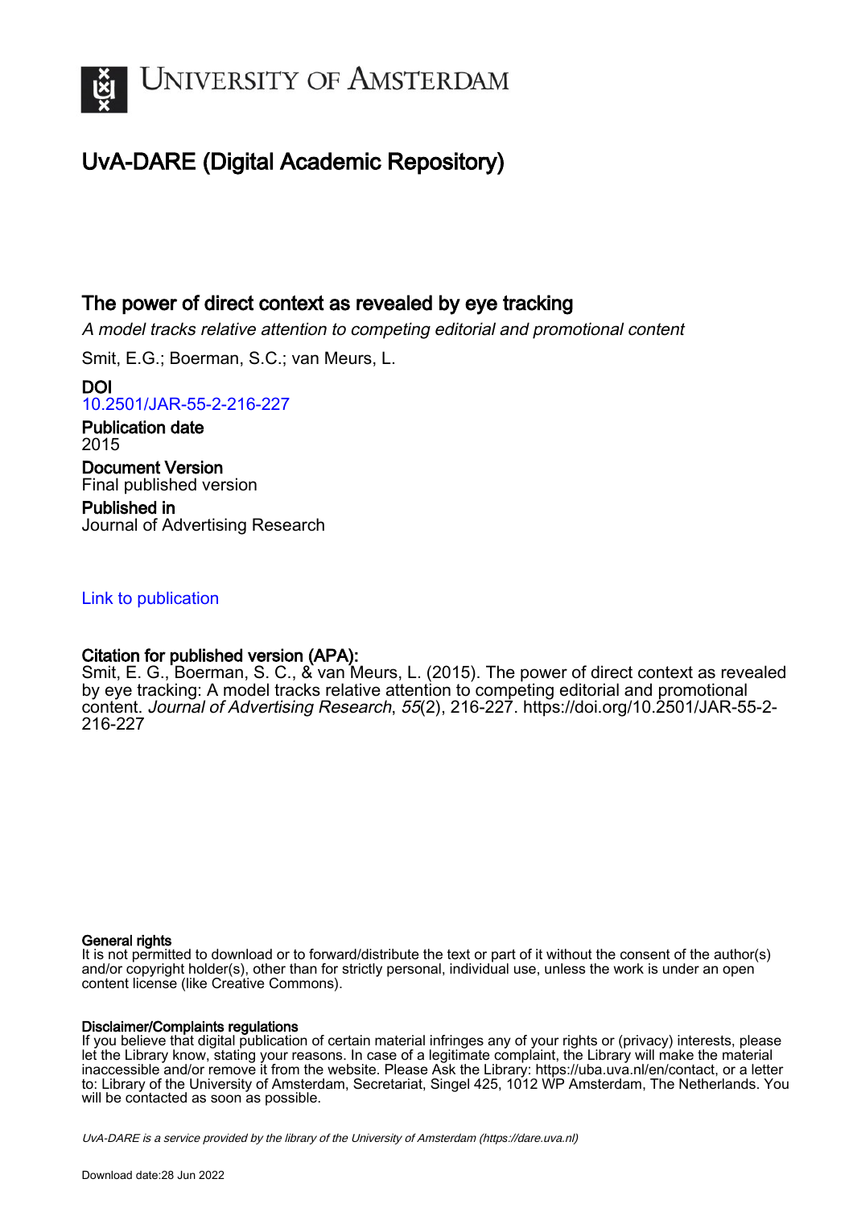# UvA-DARE (Digital Academic Repository)

## The power of direct context as revealed by eye tracking

*A model tracks relative attention to competing editorial and promotional content*

Smit, E.G.; Boerman, S.C.; van Meurs, L.

**DOI**
10.2501/JAR-55-2-216-227

**Publication date**
2015

**Document Version**
Final published version

**Published in**
Journal of Advertising Research

Link to publication

**Citation for published version (APA):**
Smit, E. G., Boerman, S. C., & van Meurs, L. (2015). The power of direct context as revealed by eye tracking: A model tracks relative attention to competing editorial and promotional content. *Journal of Advertising Research*, *55*(2), 216-227. https://doi.org/10.2501/JAR-55-2-216-227

**General rights**
It is not permitted to download or to forward/distribute the text or part of it without the consent of the author(s) and/or copyright holder(s), other than for strictly personal, individual use, unless the work is under an open content license (like Creative Commons).

**Disclaimer/Complaints regulations**
If you believe that digital publication of certain material infringes any of your rights or (privacy) interests, please let the Library know, stating your reasons. In case of a legitimate complaint, the Library will make the material inaccessible and/or remove it from the website. Please Ask the Library: https://uba.uva.nl/en/contact, or a letter to: Library of the University of Amsterdam, Secretariat, Singel 425, 1012 WP Amsterdam, The Netherlands. You will be contacted as soon as possible.

*UvA-DARE is a service provided by the library of the University of Amsterdam (https://dare.uva.nl)*

Download date:28 Jun 2022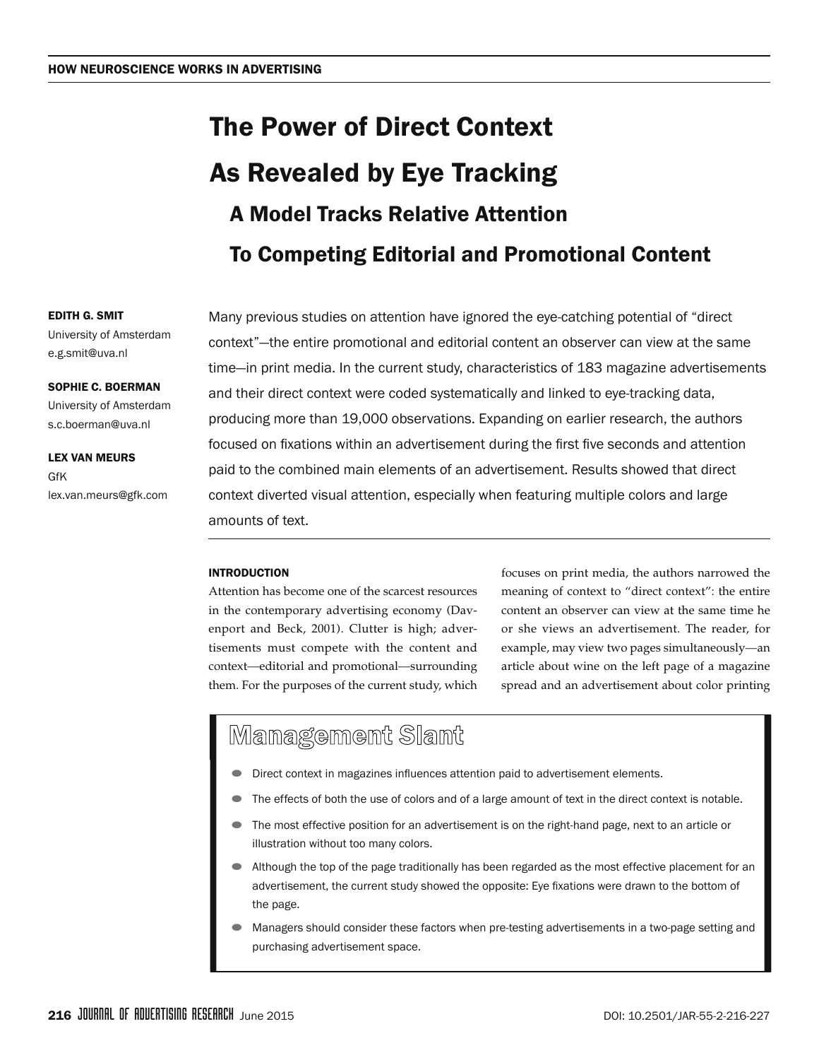# The Power of Direct Context As Revealed by Eye Tracking

## A Model Tracks Relative Attention To Competing Editorial and Promotional Content

**EDITH G. SMIT**
University of Amsterdam
e.g.smit@uva.nl

**SOPHIE C. BOERMAN**
University of Amsterdam
s.c.boerman@uva.nl

**LEX VAN MEURS**
GfK
lex.van.meurs@gfk.com

Many previous studies on attention have ignored the eye-catching potential of "direct context"—the entire promotional and editorial content an observer can view at the same time—in print media. In the current study, characteristics of 183 magazine advertisements and their direct context were coded systematically and linked to eye-tracking data, producing more than 19,000 observations. Expanding on earlier research, the authors focused on fixations within an advertisement during the first five seconds and attention paid to the combined main elements of an advertisement. Results showed that direct context diverted visual attention, especially when featuring multiple colors and large amounts of text.

### INTRODUCTION

Attention has become one of the scarcest resources in the contemporary advertising economy (Davenport and Beck, 2001). Clutter is high; advertisements must compete with the content and context—editorial and promotional—surrounding them. For the purposes of the current study, which focuses on print media, the authors narrowed the meaning of context to "direct context": the entire content an observer can view at the same time he or she views an advertisement. The reader, for example, may view two pages simultaneously—an article about wine on the left page of a magazine spread and an advertisement about color printing

### Management Slant

- Direct context in magazines influences attention paid to advertisement elements.
- The effects of both the use of colors and of a large amount of text in the direct context is notable.
- The most effective position for an advertisement is on the right-hand page, next to an article or illustration without too many colors.
- Although the top of the page traditionally has been regarded as the most effective placement for an advertisement, the current study showed the opposite: Eye fixations were drawn to the bottom of the page.
- Managers should consider these factors when pre-testing advertisements in a two-page setting and purchasing advertisement space.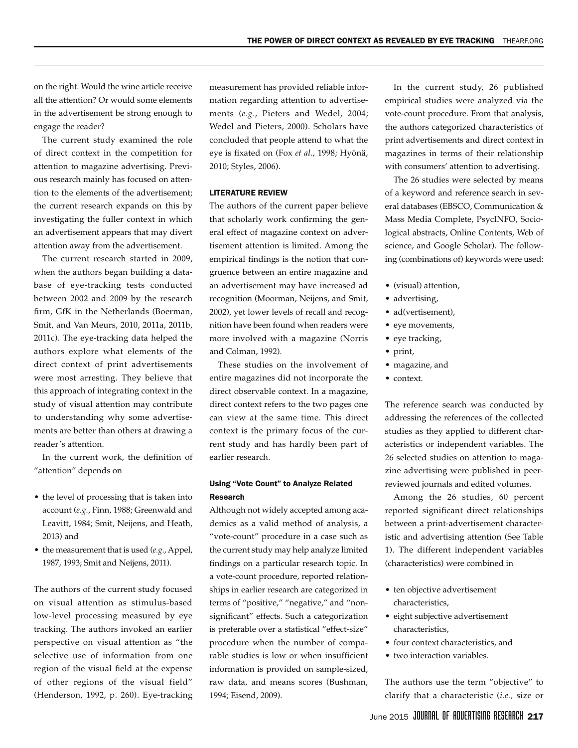on the right. Would the wine article receive all the attention? Or would some elements in the advertisement be strong enough to engage the reader?

The current study examined the role of direct context in the competition for attention to magazine advertising. Previous research mainly has focused on attention to the elements of the advertisement; the current research expands on this by investigating the fuller context in which an advertisement appears that may divert attention away from the advertisement.

The current research started in 2009, when the authors began building a database of eye-tracking tests conducted between 2002 and 2009 by the research firm, GfK in the Netherlands (Boerman, Smit, and Van Meurs, 2010, 2011a, 2011b, 2011c). The eye-tracking data helped the authors explore what elements of the direct context of print advertisements were most arresting. They believe that this approach of integrating context in the study of visual attention may contribute to understanding why some advertisements are better than others at drawing a reader's attention.

In the current work, the definition of "attention" depends on

- the level of processing that is taken into account (*e.g.*, Finn, 1988; Greenwald and Leavitt, 1984; Smit, Neijens, and Heath, 2013) and
- the measurement that is used (*e.g.*, Appel, 1987, 1993; Smit and Neijens, 2011).

The authors of the current study focused on visual attention as stimulus-based low-level processing measured by eye tracking. The authors invoked an earlier perspective on visual attention as "the selective use of information from one region of the visual field at the expense of other regions of the visual field" (Henderson, 1992, p. 260). Eye-tracking measurement has provided reliable information regarding attention to advertisements (*e.g.*, Pieters and Wedel, 2004; Wedel and Pieters, 2000). Scholars have concluded that people attend to what the eye is fixated on (Fox *et al.*, 1998; Hyönä, 2010; Styles, 2006).

## LITERATURE REVIEW

The authors of the current paper believe that scholarly work confirming the general effect of magazine context on advertisement attention is limited. Among the empirical findings is the notion that congruence between an entire magazine and an advertisement may have increased ad recognition (Moorman, Neijens, and Smit, 2002), yet lower levels of recall and recognition have been found when readers were more involved with a magazine (Norris and Colman, 1992).

These studies on the involvement of entire magazines did not incorporate the direct observable context. In a magazine, direct context refers to the two pages one can view at the same time. This direct context is the primary focus of the current study and has hardly been part of earlier research.

### Using "Vote Count" to Analyze Related Research

Although not widely accepted among academics as a valid method of analysis, a "vote-count" procedure in a case such as the current study may help analyze limited findings on a particular research topic. In a vote-count procedure, reported relationships in earlier research are categorized in terms of "positive," "negative," and "nonsignificant" effects. Such a categorization is preferable over a statistical "effect-size" procedure when the number of comparable studies is low or when insufficient information is provided on sample-sized, raw data, and means scores (Bushman, 1994; Eisend, 2009).

In the current study, 26 published empirical studies were analyzed via the vote-count procedure. From that analysis, the authors categorized characteristics of print advertisements and direct context in magazines in terms of their relationship with consumers' attention to advertising.

The 26 studies were selected by means of a keyword and reference search in several databases (EBSCO, Communication & Mass Media Complete, PsycINFO, Sociological abstracts, Online Contents, Web of science, and Google Scholar). The following (combinations of) keywords were used:

- (visual) attention,
- advertising,
- ad(vertisement),
- eye movements,
- eye tracking,
- print,
- magazine, and
- context.

The reference search was conducted by addressing the references of the collected studies as they applied to different characteristics or independent variables. The 26 selected studies on attention to magazine advertising were published in peer-reviewed journals and edited volumes.

Among the 26 studies, 60 percent reported significant direct relationships between a print-advertisement characteristic and advertising attention (See Table 1). The different independent variables (characteristics) were combined in

- ten objective advertisement characteristics,
- eight subjective advertisement characteristics,
- four context characteristics, and
- two interaction variables.

The authors use the term "objective" to clarify that a characteristic (*i.e.*, size or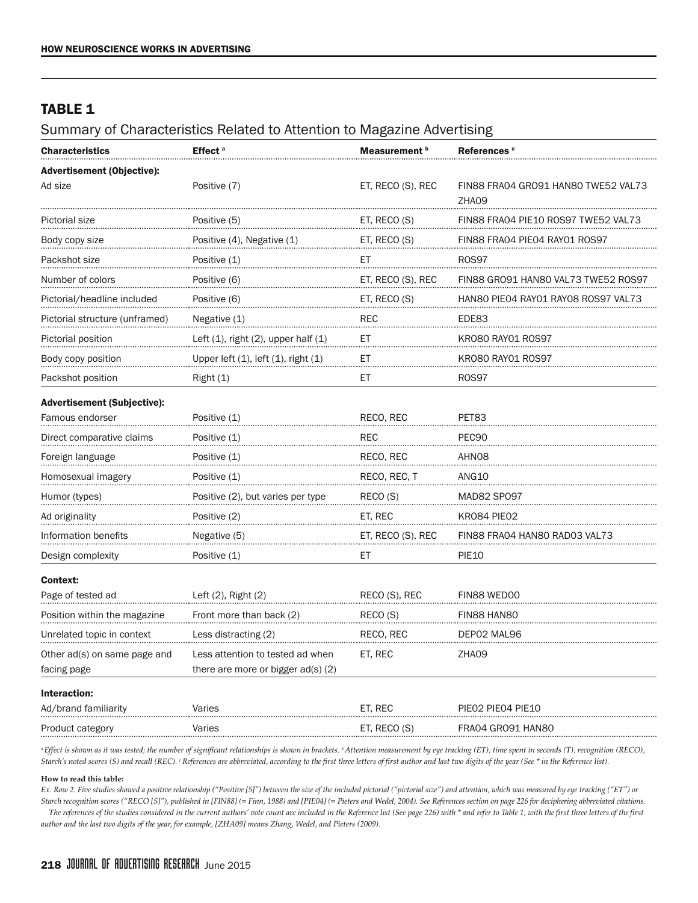## TABLE 1

Summary of Characteristics Related to Attention to Magazine Advertising

| Characteristics | Effect [a] | Measurement [b] | References [c] |
|---|---|---|---|
| **Advertisement (Objective):** | | | |
| Ad size | Positive (7) | ET, RECO (S), REC | FIN88 FRA04 GRO91 HAN80 TWE52 VAL73 ZHA09 |
| Pictorial size | Positive (5) | ET, RECO (S) | FIN88 FRA04 PIE10 ROS97 TWE52 VAL73 |
| Body copy size | Positive (4), Negative (1) | ET, RECO (S) | FIN88 FRA04 PIE04 RAY01 ROS97 |
| Packshot size | Positive (1) | ET | ROS97 |
| Number of colors | Positive (6) | ET, RECO (S), REC | FIN88 GRO91 HAN80 VAL73 TWE52 ROS97 |
| Pictorial/headline included | Positive (6) | ET, RECO (S) | HAN80 PIE04 RAY01 RAY08 ROS97 VAL73 |
| Pictorial structure (unframed) | Negative (1) | REC | EDE83 |
| Pictorial position | Left (1), right (2), upper half (1) | ET | KRO80 RAY01 ROS97 |
| Body copy position | Upper left (1), left (1), right (1) | ET | KRO80 RAY01 ROS97 |
| Packshot position | Right (1) | ET | ROS97 |
| **Advertisement (Subjective):** | | | |
| Famous endorser | Positive (1) | RECO, REC | PET83 |
| Direct comparative claims | Positive (1) | REC | PEC90 |
| Foreign language | Positive (1) | RECO, REC | AHN08 |
| Homosexual imagery | Positive (1) | RECO, REC, T | ANG10 |
| Humor (types) | Positive (2), but varies per type | RECO (S) | MAD82 SPO97 |
| Ad originality | Positive (2) | ET, REC | KRO84 PIE02 |
| Information benefits | Negative (5) | ET, RECO (S), REC | FIN88 FRA04 HAN80 RAD03 VAL73 |
| Design complexity | Positive (1) | ET | PIE10 |
| **Context:** | | | |
| Page of tested ad | Left (2), Right (2) | RECO (S), REC | FIN88 WED00 |
| Position within the magazine | Front more than back (2) | RECO (S) | FIN88 HAN80 |
| Unrelated topic in context | Less distracting (2) | RECO, REC | DEP02 MAL96 |
| Other ad(s) on same page and facing page | Less attention to tested ad when there are more or bigger ad(s) (2) | ET, REC | ZHA09 |
| **Interaction:** | | | |
| Ad/brand familiarity | Varies | ET, REC | PIE02 PIE04 PIE10 |
| Product category | Varies | ET, RECO (S) | FRA04 GRO91 HAN80 |

*[a] Effect is shown as it was tested; the number of significant relationships is shown in brackets. [b] Attention measurement by eye tracking (ET), time spent in seconds (T), recognition (RECO), Starch's noted scores (S) and recall (REC). [c] References are abbreviated, according to the first three letters of first author and last two digits of the year (See * in the Reference list).*

**How to read this table:**

*Ex. Row 2: Five studies showed a positive relationship ("Positive [5]") between the size of the included pictorial ("pictorial size") and attention, which was measured by eye tracking ("ET") or Starch recognition scores ("RECO [S]"), published in [FIN88] (= Finn, 1988) and [PIE04] (= Pieters and Wedel, 2004). See References section on page 226 for deciphering abbreviated citations.*

*The references of the studies considered in the current authors' vote count are included in the Reference list (See page 226) with * and refer to Table 1, with the first three letters of the first author and the last two digits of the year, for example, [ZHA09] means Zhang, Wedel, and Pieters (2009).*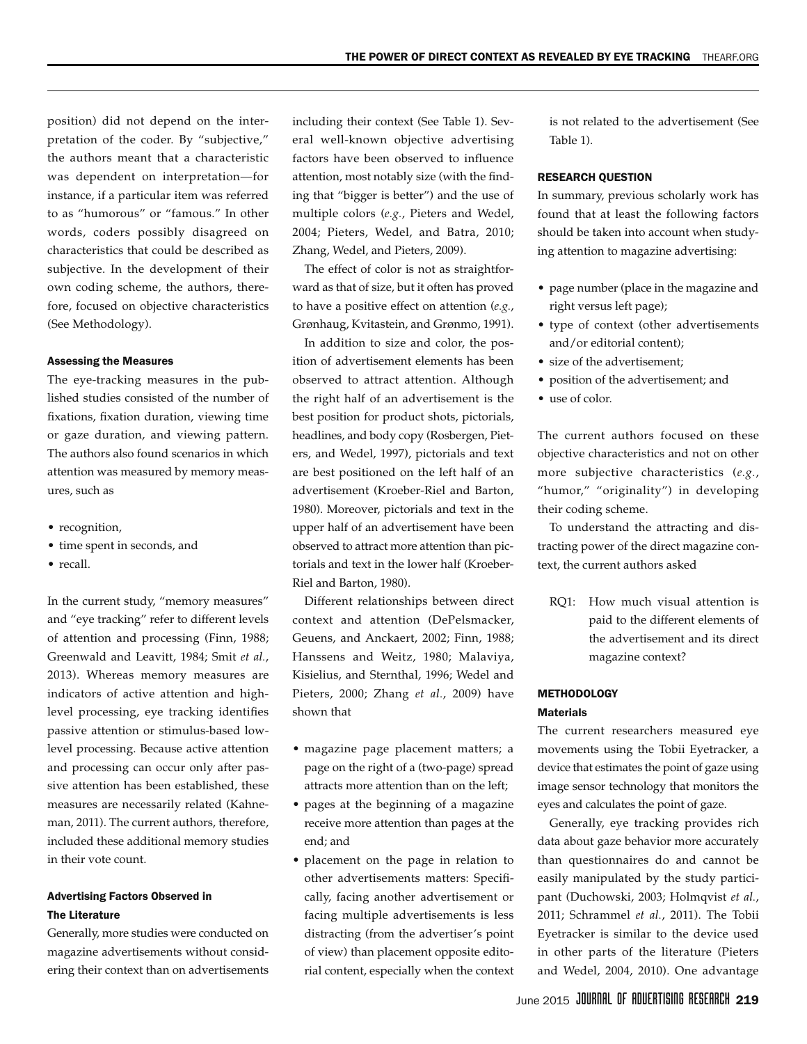position) did not depend on the interpretation of the coder. By "subjective," the authors meant that a characteristic was dependent on interpretation—for instance, if a particular item was referred to as "humorous" or "famous." In other words, coders possibly disagreed on characteristics that could be described as subjective. In the development of their own coding scheme, the authors, therefore, focused on objective characteristics (See Methodology).

#### Assessing the Measures

The eye-tracking measures in the published studies consisted of the number of fixations, fixation duration, viewing time or gaze duration, and viewing pattern. The authors also found scenarios in which attention was measured by memory measures, such as

- recognition,
- time spent in seconds, and
- recall.

In the current study, "memory measures" and "eye tracking" refer to different levels of attention and processing (Finn, 1988; Greenwald and Leavitt, 1984; Smit *et al.*, 2013). Whereas memory measures are indicators of active attention and high-level processing, eye tracking identifies passive attention or stimulus-based low-level processing. Because active attention and processing can occur only after passive attention has been established, these measures are necessarily related (Kahneman, 2011). The current authors, therefore, included these additional memory studies in their vote count.

#### Advertising Factors Observed in The Literature

Generally, more studies were conducted on magazine advertisements without considering their context than on advertisements including their context (See Table 1). Several well-known objective advertising factors have been observed to influence attention, most notably size (with the finding that "bigger is better") and the use of multiple colors (*e.g.*, Pieters and Wedel, 2004; Pieters, Wedel, and Batra, 2010; Zhang, Wedel, and Pieters, 2009).

The effect of color is not as straightforward as that of size, but it often has proved to have a positive effect on attention (*e.g.*, Grønhaug, Kvitastein, and Grønmo, 1991).

In addition to size and color, the position of advertisement elements has been observed to attract attention. Although the right half of an advertisement is the best position for product shots, pictorials, headlines, and body copy (Rosbergen, Pieters, and Wedel, 1997), pictorials and text are best positioned on the left half of an advertisement (Kroeber-Riel and Barton, 1980). Moreover, pictorials and text in the upper half of an advertisement have been observed to attract more attention than pictorials and text in the lower half (Kroeber-Riel and Barton, 1980).

Different relationships between direct context and attention (DePelsmacker, Geuens, and Anckaert, 2002; Finn, 1988; Hanssens and Weitz, 1980; Malaviya, Kisielius, and Sternthal, 1996; Wedel and Pieters, 2000; Zhang *et al.*, 2009) have shown that

- magazine page placement matters; a page on the right of a (two-page) spread attracts more attention than on the left;
- pages at the beginning of a magazine receive more attention than pages at the end; and
- placement on the page in relation to other advertisements matters: Specifically, facing another advertisement or facing multiple advertisements is less distracting (from the advertiser's point of view) than placement opposite editorial content, especially when the context is not related to the advertisement (See Table 1).

### RESEARCH QUESTION

In summary, previous scholarly work has found that at least the following factors should be taken into account when studying attention to magazine advertising:

- page number (place in the magazine and right versus left page);
- type of context (other advertisements and/or editorial content);
- size of the advertisement;
- position of the advertisement; and
- use of color.

The current authors focused on these objective characteristics and not on other more subjective characteristics (*e.g.*, "humor," "originality") in developing their coding scheme.

To understand the attracting and distracting power of the direct magazine context, the current authors asked

> RQ1: How much visual attention is paid to the different elements of the advertisement and its direct magazine context?

### METHODOLOGY

#### Materials

The current researchers measured eye movements using the Tobii Eyetracker, a device that estimates the point of gaze using image sensor technology that monitors the eyes and calculates the point of gaze.

Generally, eye tracking provides rich data about gaze behavior more accurately than questionnaires do and cannot be easily manipulated by the study participant (Duchowski, 2003; Holmqvist *et al.*, 2011; Schrammel *et al.*, 2011). The Tobii Eyetracker is similar to the device used in other parts of the literature (Pieters and Wedel, 2004, 2010). One advantage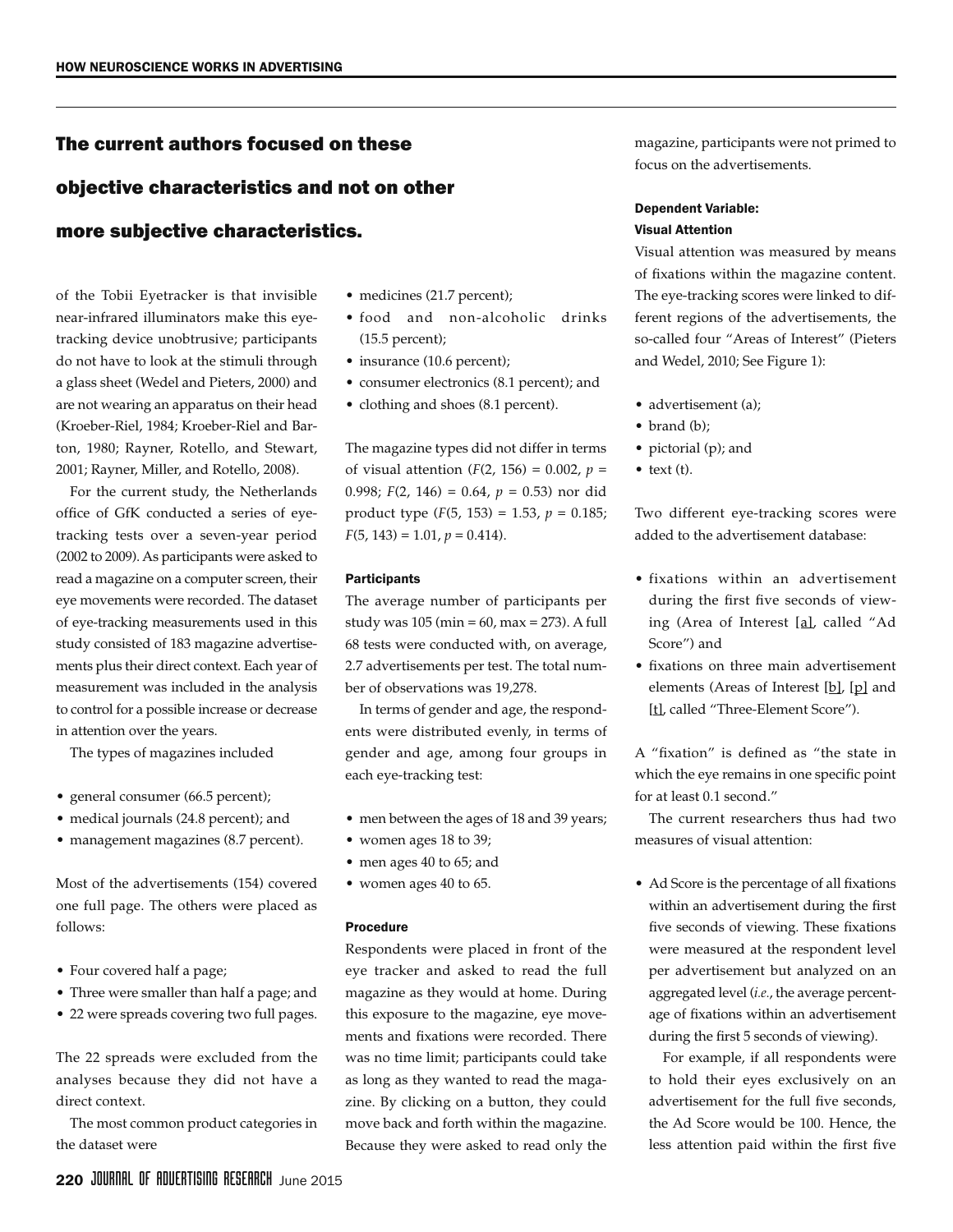**The current authors focused on these objective characteristics and not on other more subjective characteristics.**

of the Tobii Eyetracker is that invisible near-infrared illuminators make this eye-tracking device unobtrusive; participants do not have to look at the stimuli through a glass sheet (Wedel and Pieters, 2000) and are not wearing an apparatus on their head (Kroeber-Riel, 1984; Kroeber-Riel and Barton, 1980; Rayner, Rotello, and Stewart, 2001; Rayner, Miller, and Rotello, 2008).

For the current study, the Netherlands office of GfK conducted a series of eye-tracking tests over a seven-year period (2002 to 2009). As participants were asked to read a magazine on a computer screen, their eye movements were recorded. The dataset of eye-tracking measurements used in this study consisted of 183 magazine advertisements plus their direct context. Each year of measurement was included in the analysis to control for a possible increase or decrease in attention over the years.

The types of magazines included

- general consumer (66.5 percent);
- medical journals (24.8 percent); and
- management magazines (8.7 percent).

Most of the advertisements (154) covered one full page. The others were placed as follows:

- Four covered half a page;
- Three were smaller than half a page; and
- 22 were spreads covering two full pages.

The 22 spreads were excluded from the analyses because they did not have a direct context.

The most common product categories in the dataset were

- medicines (21.7 percent);
- food and non-alcoholic drinks (15.5 percent);
- insurance (10.6 percent);
- consumer electronics (8.1 percent); and
- clothing and shoes (8.1 percent).

The magazine types did not differ in terms of visual attention ($F(2, 156) = 0.002$, $p = 0.998$; $F(2, 146) = 0.64$, $p = 0.53$) nor did product type ($F(5, 153) = 1.53$, $p = 0.185$; $F(5, 143) = 1.01$, $p = 0.414$).

#### Participants

The average number of participants per study was 105 (min = 60, max = 273). A full 68 tests were conducted with, on average, 2.7 advertisements per test. The total number of observations was 19,278.

In terms of gender and age, the respondents were distributed evenly, in terms of gender and age, among four groups in each eye-tracking test:

- men between the ages of 18 and 39 years;
- women ages 18 to 39;
- men ages 40 to 65; and
- women ages 40 to 65.

#### Procedure

Respondents were placed in front of the eye tracker and asked to read the full magazine as they would at home. During this exposure to the magazine, eye movements and fixations were recorded. There was no time limit; participants could take as long as they wanted to read the magazine. By clicking on a button, they could move back and forth within the magazine. Because they were asked to read only the magazine, participants were not primed to focus on the advertisements.

#### Dependent Variable: Visual Attention

Visual attention was measured by means of fixations within the magazine content. The eye-tracking scores were linked to different regions of the advertisements, the so-called four "Areas of Interest" (Pieters and Wedel, 2010; See Figure 1):

- advertisement (a);
- brand (b);
- pictorial (p); and
- text (t).

Two different eye-tracking scores were added to the advertisement database:

- fixations within an advertisement during the first five seconds of viewing (Area of Interest [a], called "Ad Score") and
- fixations on three main advertisement elements (Areas of Interest [b], [p] and [t], called "Three-Element Score").

A "fixation" is defined as "the state in which the eye remains in one specific point for at least 0.1 second."

The current researchers thus had two measures of visual attention:

- Ad Score is the percentage of all fixations within an advertisement during the first five seconds of viewing. These fixations were measured at the respondent level per advertisement but analyzed on an aggregated level (*i.e.*, the average percentage of fixations within an advertisement during the first 5 seconds of viewing).

  For example, if all respondents were to hold their eyes exclusively on an advertisement for the full five seconds, the Ad Score would be 100. Hence, the less attention paid within the first five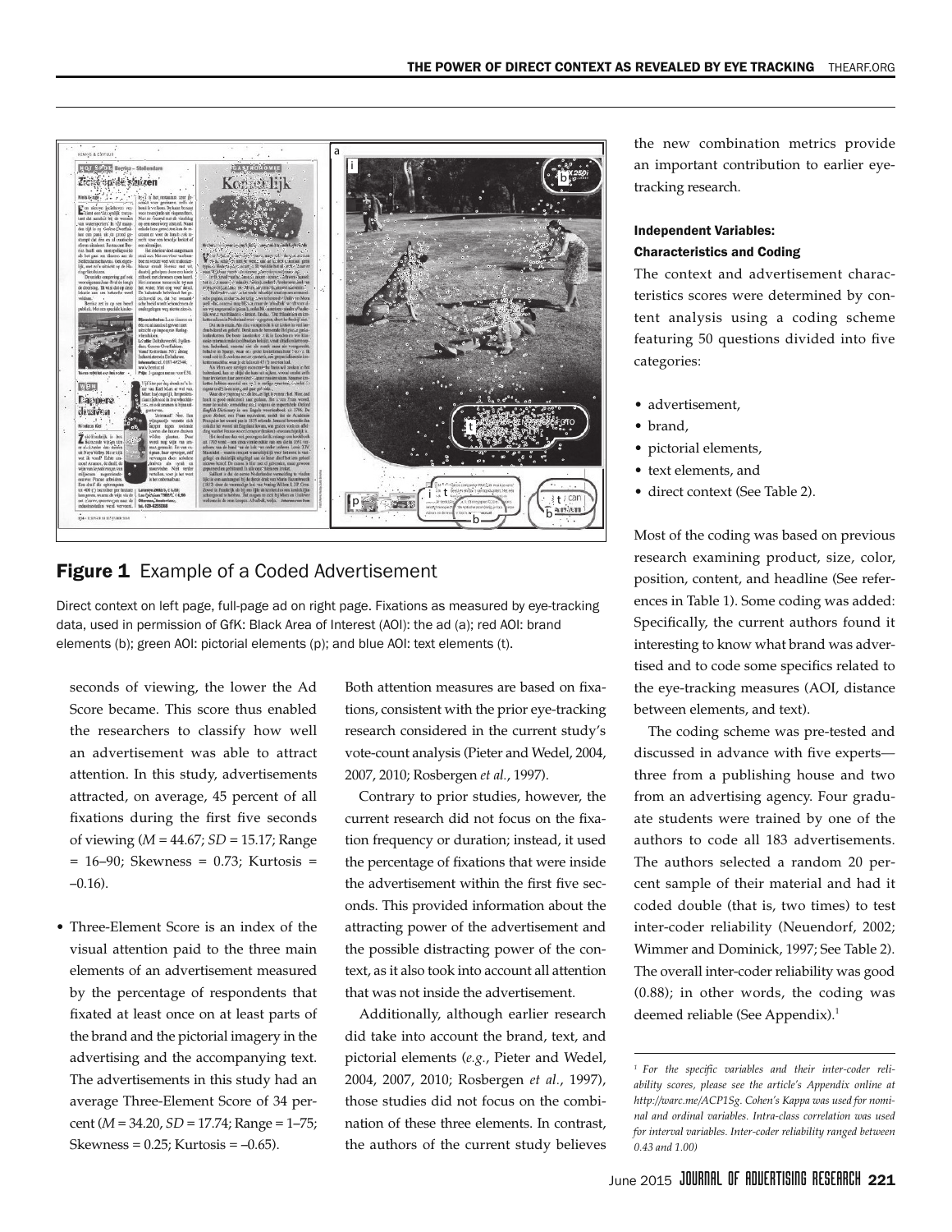**Figure 1** Example of a Coded Advertisement

Direct context on left page, full-page ad on right page. Fixations as measured by eye-tracking data, used in permission of GfK: Black Area of Interest (AOI): the ad (a); red AOI: brand elements (b); green AOI: pictorial elements (p); and blue AOI: text elements (t).

seconds of viewing, the lower the Ad Score became. This score thus enabled the researchers to classify how well an advertisement was able to attract attention. In this study, advertisements attracted, on average, 45 percent of all fixations during the first five seconds of viewing ($M$ = 44.67; $SD$ = 15.17; Range = 16–90; Skewness = 0.73; Kurtosis = –0.16).

- Three-Element Score is an index of the visual attention paid to the three main elements of an advertisement measured by the percentage of respondents that fixated at least once on at least parts of the brand and the pictorial imagery in the advertising and the accompanying text. The advertisements in this study had an average Three-Element Score of 34 percent ($M$ = 34.20, $SD$ = 17.74; Range = 1–75; Skewness = 0.25; Kurtosis = –0.65).

Both attention measures are based on fixations, consistent with the prior eye-tracking research considered in the current study's vote-count analysis (Pieter and Wedel, 2004, 2007, 2010; Rosbergen *et al.*, 1997).

Contrary to prior studies, however, the current research did not focus on the fixation frequency or duration; instead, it used the percentage of fixations that were inside the advertisement within the first five seconds. This provided information about the attracting power of the advertisement and the possible distracting power of the context, as it also took into account all attention that was not inside the advertisement.

Additionally, although earlier research did take into account the brand, text, and pictorial elements (*e.g.*, Pieter and Wedel, 2004, 2007, 2010; Rosbergen *et al.*, 1997), those studies did not focus on the combination of these three elements. In contrast, the authors of the current study believes the new combination metrics provide an important contribution to earlier eye-tracking research.

### Independent Variables: Characteristics and Coding

The context and advertisement characteristics scores were determined by content analysis using a coding scheme featuring 50 questions divided into five categories:

- advertisement,
- brand,
- pictorial elements,
- text elements, and
- direct context (See Table 2).

Most of the coding was based on previous research examining product, size, color, position, content, and headline (See references in Table 1). Some coding was added: Specifically, the current authors found it interesting to know what brand was advertised and to code some specifics related to the eye-tracking measures (AOI, distance between elements, and text).

The coding scheme was pre-tested and discussed in advance with five experts—three from a publishing house and two from an advertising agency. Four graduate students were trained by one of the authors to code all 183 advertisements. The authors selected a random 20 percent sample of their material and had it coded double (that is, two times) to test inter-coder reliability (Neuendorf, 2002; Wimmer and Dominick, 1997; See Table 2). The overall inter-coder reliability was good (0.88); in other words, the coding was deemed reliable (See Appendix).[1]

[1] *For the specific variables and their inter-coder reliability scores, please see the article's Appendix online at http://warc.me/ACP1Sg. Cohen's Kappa was used for nominal and ordinal variables. Intra-class correlation was used for interval variables. Inter-coder reliability ranged between 0.43 and 1.00)*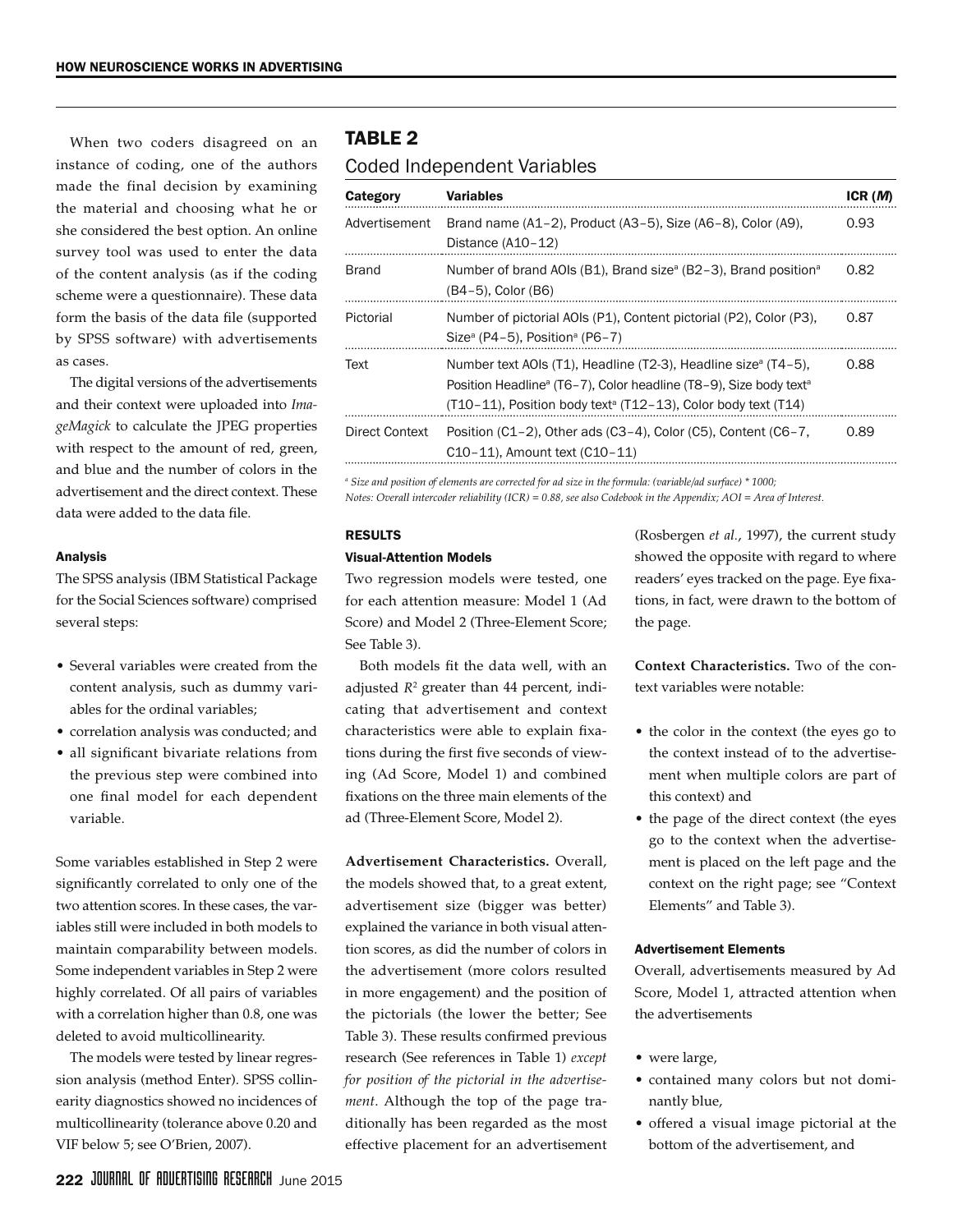When two coders disagreed on an instance of coding, one of the authors made the final decision by examining the material and choosing what he or she considered the best option. An online survey tool was used to enter the data of the content analysis (as if the coding scheme were a questionnaire). These data form the basis of the data file (supported by SPSS software) with advertisements as cases.

The digital versions of the advertisements and their context were uploaded into *ImageMagick* to calculate the JPEG properties with respect to the amount of red, green, and blue and the number of colors in the advertisement and the direct context. These data were added to the data file.

#### Analysis

The SPSS analysis (IBM Statistical Package for the Social Sciences software) comprised several steps:

- Several variables were created from the content analysis, such as dummy variables for the ordinal variables;
- correlation analysis was conducted; and
- all significant bivariate relations from the previous step were combined into one final model for each dependent variable.

Some variables established in Step 2 were significantly correlated to only one of the two attention scores. In these cases, the variables still were included in both models to maintain comparability between models. Some independent variables in Step 2 were highly correlated. Of all pairs of variables with a correlation higher than 0.8, one was deleted to avoid multicollinearity.

The models were tested by linear regression analysis (method Enter). SPSS collinearity diagnostics showed no incidences of multicollinearity (tolerance above 0.20 and VIF below 5; see O'Brien, 2007).

## TABLE 2

### Coded Independent Variables

| Category | Variables | ICR (*M*) |
|---|---|---|
| Advertisement | Brand name (A1–2), Product (A3–5), Size (A6–8), Color (A9), Distance (A10–12) | 0.93 |
| Brand | Number of brand AOIs (B1), Brand size[a] (B2–3), Brand position[a] (B4–5), Color (B6) | 0.82 |
| Pictorial | Number of pictorial AOIs (P1), Content pictorial (P2), Color (P3), Size[a] (P4–5), Position[a] (P6–7) | 0.87 |
| Text | Number text AOIs (T1), Headline (T2-3), Headline size[a] (T4–5), Position Headline[a] (T6–7), Color headline (T8–9), Size body text[a] (T10–11), Position body text[a] (T12–13), Color body text (T14) | 0.88 |
| Direct Context | Position (C1–2), Other ads (C3–4), Color (C5), Content (C6–7, C10–11), Amount text (C10–11) | 0.89 |

[a] *Size and position of elements are corrected for ad size in the formula: (variable/ad surface) * 1000;*
*Notes: Overall intercoder reliability (ICR) = 0.88, see also Codebook in the Appendix; AOI = Area of Interest.*

### RESULTS

#### Visual-Attention Models

Two regression models were tested, one for each attention measure: Model 1 (Ad Score) and Model 2 (Three-Element Score; See Table 3).

Both models fit the data well, with an adjusted $R^2$ greater than 44 percent, indicating that advertisement and context characteristics were able to explain fixations during the first five seconds of viewing (Ad Score, Model 1) and combined fixations on the three main elements of the ad (Three-Element Score, Model 2).

**Advertisement Characteristics.** Overall, the models showed that, to a great extent, advertisement size (bigger was better) explained the variance in both visual attention scores, as did the number of colors in the advertisement (more colors resulted in more engagement) and the position of the pictorials (the lower the better; See Table 3). These results confirmed previous research (See references in Table 1) *except for position of the pictorial in the advertisement*. Although the top of the page traditionally has been regarded as the most effective placement for an advertisement (Rosbergen *et al.*, 1997), the current study showed the opposite with regard to where readers' eyes tracked on the page. Eye fixations, in fact, were drawn to the bottom of the page.

**Context Characteristics.** Two of the context variables were notable:

- the color in the context (the eyes go to the context instead of to the advertisement when multiple colors are part of this context) and
- the page of the direct context (the eyes go to the context when the advertisement is placed on the left page and the context on the right page; see "Context Elements" and Table 3).

#### Advertisement Elements

Overall, advertisements measured by Ad Score, Model 1, attracted attention when the advertisements

- were large,
- contained many colors but not dominantly blue,
- offered a visual image pictorial at the bottom of the advertisement, and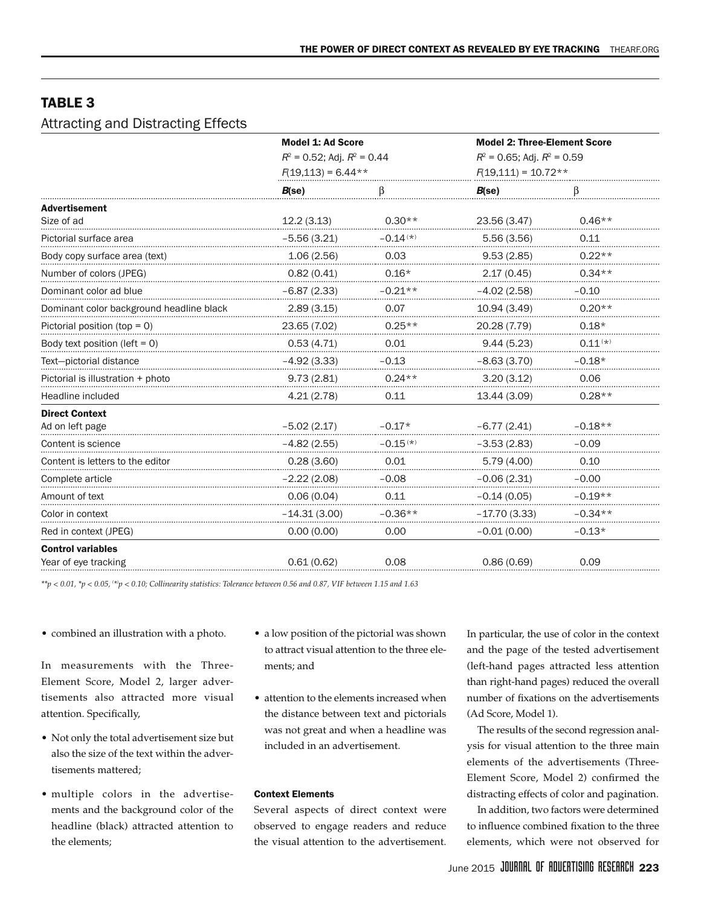## TABLE 3

Attracting and Distracting Effects

| | Model 1: Ad Score<br>$R^2$ = 0.52; Adj. $R^2$ = 0.44<br>$F(19,113)$ = 6.44** | | Model 2: Three-Element Score<br>$R^2$ = 0.65; Adj. $R^2$ = 0.59<br>$F(19,111)$ = 10.72** | |
|---|---|---|---|---|
| | ***B*(se)** | β | ***B*(se)** | β |
| **Advertisement** | | | | |
| Size of ad | 12.2 (3.13) | 0.30** | 23.56 (3.47) | 0.46** |
| Pictorial surface area | −5.56 (3.21) | −0.14^(*) | 5.56 (3.56) | 0.11 |
| Body copy surface area (text) | 1.06 (2.56) | 0.03 | 9.53 (2.85) | 0.22** |
| Number of colors (JPEG) | 0.82 (0.41) | 0.16* | 2.17 (0.45) | 0.34** |
| Dominant color ad blue | −6.87 (2.33) | −0.21** | −4.02 (2.58) | −0.10 |
| Dominant color background headline black | 2.89 (3.15) | 0.07 | 10.94 (3.49) | 0.20** |
| Pictorial position (top = 0) | 23.65 (7.02) | 0.25** | 20.28 (7.79) | 0.18* |
| Body text position (left = 0) | 0.53 (4.71) | 0.01 | 9.44 (5.23) | 0.11^(*) |
| Text—pictorial distance | −4.92 (3.33) | −0.13 | −8.63 (3.70) | −0.18* |
| Pictorial is illustration + photo | 9.73 (2.81) | 0.24** | 3.20 (3.12) | 0.06 |
| Headline included | 4.21 (2.78) | 0.11 | 13.44 (3.09) | 0.28** |
| **Direct Context** | | | | |
| Ad on left page | −5.02 (2.17) | −0.17* | −6.77 (2.41) | −0.18** |
| Content is science | −4.82 (2.55) | −0.15^(*) | −3.53 (2.83) | −0.09 |
| Content is letters to the editor | 0.28 (3.60) | 0.01 | 5.79 (4.00) | 0.10 |
| Complete article | −2.22 (2.08) | −0.08 | −0.06 (2.31) | −0.00 |
| Amount of text | 0.06 (0.04) | 0.11 | −0.14 (0.05) | −0.19** |
| Color in context | −14.31 (3.00) | −0.36** | −17.70 (3.33) | −0.34** |
| Red in context (JPEG) | 0.00 (0.00) | 0.00 | −0.01 (0.00) | −0.13* |
| **Control variables** | | | | |
| Year of eye tracking | 0.61 (0.62) | 0.08 | 0.86 (0.69) | 0.09 |

*$^{**}p < 0.01$, $^{*}p < 0.05$, $^{(*)}p < 0.10$; Collinearity statistics: Tolerance between 0.56 and 0.87, VIF between 1.15 and 1.63*

- combined an illustration with a photo.

In measurements with the Three-Element Score, Model 2, larger advertisements also attracted more visual attention. Specifically,

- Not only the total advertisement size but also the size of the text within the advertisements mattered;
- multiple colors in the advertisements and the background color of the headline (black) attracted attention to the elements;
- a low position of the pictorial was shown to attract visual attention to the three elements; and
- attention to the elements increased when the distance between text and pictorials was not great and when a headline was included in an advertisement.

### Context Elements

Several aspects of direct context were observed to engage readers and reduce the visual attention to the advertisement. In particular, the use of color in the context and the page of the tested advertisement (left-hand pages attracted less attention than right-hand pages) reduced the overall number of fixations on the advertisements (Ad Score, Model 1).

The results of the second regression analysis for visual attention to the three main elements of the advertisements (Three-Element Score, Model 2) confirmed the distracting effects of color and pagination.

In addition, two factors were determined to influence combined fixation to the three elements, which were not observed for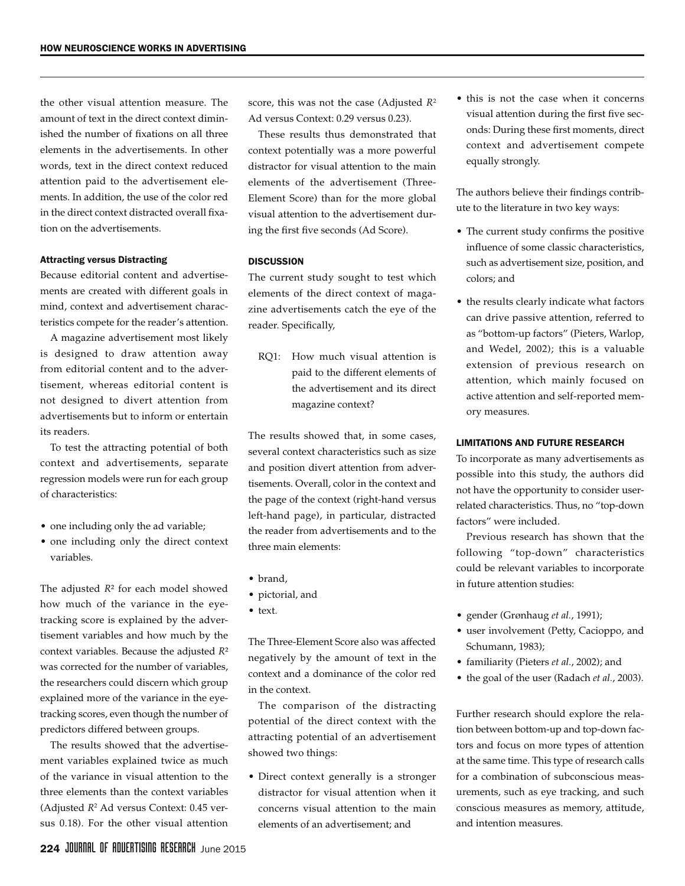the other visual attention measure. The amount of text in the direct context diminished the number of fixations on all three elements in the advertisements. In other words, text in the direct context reduced attention paid to the advertisement elements. In addition, the use of the color red in the direct context distracted overall fixation on the advertisements.

#### Attracting versus Distracting

Because editorial content and advertisements are created with different goals in mind, context and advertisement characteristics compete for the reader's attention.

A magazine advertisement most likely is designed to draw attention away from editorial content and to the advertisement, whereas editorial content is not designed to divert attention from advertisements but to inform or entertain its readers.

To test the attracting potential of both context and advertisements, separate regression models were run for each group of characteristics:

- one including only the ad variable;
- one including only the direct context variables.

The adjusted $R^2$ for each model showed how much of the variance in the eye-tracking score is explained by the advertisement variables and how much by the context variables. Because the adjusted $R^2$ was corrected for the number of variables, the researchers could discern which group explained more of the variance in the eye-tracking scores, even though the number of predictors differed between groups.

The results showed that the advertisement variables explained twice as much of the variance in visual attention to the three elements than the context variables (Adjusted $R^2$ Ad versus Context: 0.45 versus 0.18). For the other visual attention score, this was not the case (Adjusted $R^2$ Ad versus Context: 0.29 versus 0.23).

These results thus demonstrated that context potentially was a more powerful distractor for visual attention to the main elements of the advertisement (Three-Element Score) than for the more global visual attention to the advertisement during the first five seconds (Ad Score).

### DISCUSSION

The current study sought to test which elements of the direct context of magazine advertisements catch the eye of the reader. Specifically,

> RQ1: How much visual attention is paid to the different elements of the advertisement and its direct magazine context?

The results showed that, in some cases, several context characteristics such as size and position divert attention from advertisements. Overall, color in the context and the page of the context (right-hand versus left-hand page), in particular, distracted the reader from advertisements and to the three main elements:

- brand,
- pictorial, and
- text.

The Three-Element Score also was affected negatively by the amount of text in the context and a dominance of the color red in the context.

The comparison of the distracting potential of the direct context with the attracting potential of an advertisement showed two things:

- Direct context generally is a stronger distractor for visual attention when it concerns visual attention to the main elements of an advertisement; and
- this is not the case when it concerns visual attention during the first five seconds: During these first moments, direct context and advertisement compete equally strongly.

The authors believe their findings contribute to the literature in two key ways:

- The current study confirms the positive influence of some classic characteristics, such as advertisement size, position, and colors; and
- the results clearly indicate what factors can drive passive attention, referred to as "bottom-up factors" (Pieters, Warlop, and Wedel, 2002); this is a valuable extension of previous research on attention, which mainly focused on active attention and self-reported memory measures.

### LIMITATIONS AND FUTURE RESEARCH

To incorporate as many advertisements as possible into this study, the authors did not have the opportunity to consider user-related characteristics. Thus, no "top-down factors" were included.

Previous research has shown that the following "top-down" characteristics could be relevant variables to incorporate in future attention studies:

- gender (Grønhaug *et al.*, 1991);
- user involvement (Petty, Cacioppo, and Schumann, 1983);
- familiarity (Pieters *et al.*, 2002); and
- the goal of the user (Radach *et al.*, 2003).

Further research should explore the relation between bottom-up and top-down factors and focus on more types of attention at the same time. This type of research calls for a combination of subconscious measurements, such as eye tracking, and such conscious measures as memory, attitude, and intention measures.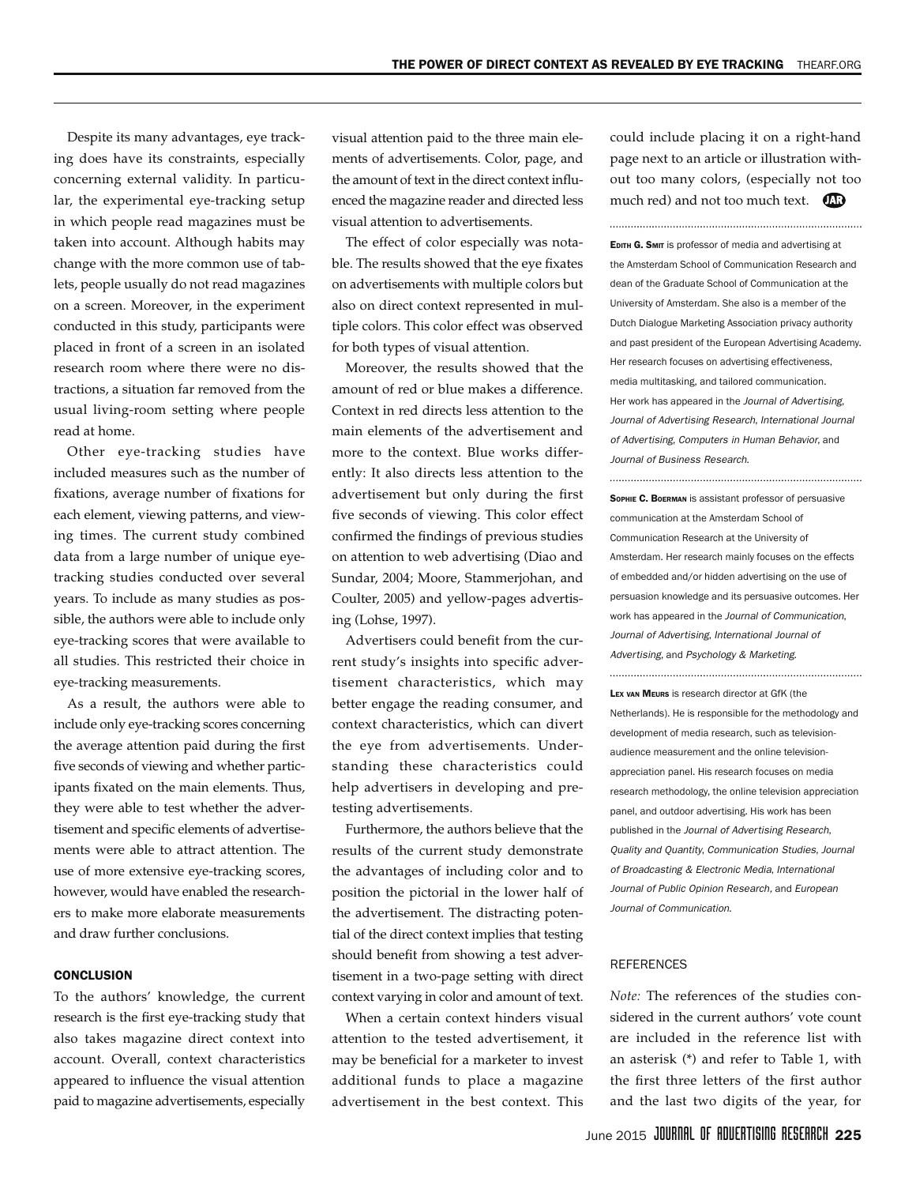Despite its many advantages, eye tracking does have its constraints, especially concerning external validity. In particular, the experimental eye-tracking setup in which people read magazines must be taken into account. Although habits may change with the more common use of tablets, people usually do not read magazines on a screen. Moreover, in the experiment conducted in this study, participants were placed in front of a screen in an isolated research room where there were no distractions, a situation far removed from the usual living-room setting where people read at home.

Other eye-tracking studies have included measures such as the number of fixations, average number of fixations for each element, viewing patterns, and viewing times. The current study combined data from a large number of unique eye-tracking studies conducted over several years. To include as many studies as possible, the authors were able to include only eye-tracking scores that were available to all studies. This restricted their choice in eye-tracking measurements.

As a result, the authors were able to include only eye-tracking scores concerning the average attention paid during the first five seconds of viewing and whether participants fixated on the main elements. Thus, they were able to test whether the advertisement and specific elements of advertisements were able to attract attention. The use of more extensive eye-tracking scores, however, would have enabled the researchers to make more elaborate measurements and draw further conclusions.

## CONCLUSION

To the authors' knowledge, the current research is the first eye-tracking study that also takes magazine direct context into account. Overall, context characteristics appeared to influence the visual attention paid to magazine advertisements, especially visual attention paid to the three main elements of advertisements. Color, page, and the amount of text in the direct context influenced the magazine reader and directed less visual attention to advertisements.

The effect of color especially was notable. The results showed that the eye fixates on advertisements with multiple colors but also on direct context represented in multiple colors. This color effect was observed for both types of visual attention.

Moreover, the results showed that the amount of red or blue makes a difference. Context in red directs less attention to the main elements of the advertisement and more to the context. Blue works differently: It also directs less attention to the advertisement but only during the first five seconds of viewing. This color effect confirmed the findings of previous studies on attention to web advertising (Diao and Sundar, 2004; Moore, Stammerjohan, and Coulter, 2005) and yellow-pages advertising (Lohse, 1997).

Advertisers could benefit from the current study's insights into specific advertisement characteristics, which may better engage the reading consumer, and context characteristics, which can divert the eye from advertisements. Understanding these characteristics could help advertisers in developing and pretesting advertisements.

Furthermore, the authors believe that the results of the current study demonstrate the advantages of including color and to position the pictorial in the lower half of the advertisement. The distracting potential of the direct context implies that testing should benefit from showing a test advertisement in a two-page setting with direct context varying in color and amount of text.

When a certain context hinders visual attention to the tested advertisement, it may be beneficial for a marketer to invest additional funds to place a magazine advertisement in the best context. This could include placing it on a right-hand page next to an article or illustration without too many colors, (especially not too much red) and not too much text.

---

**Edith G. Smit** is professor of media and advertising at the Amsterdam School of Communication Research and dean of the Graduate School of Communication at the University of Amsterdam. She also is a member of the Dutch Dialogue Marketing Association privacy authority and past president of the European Advertising Academy. Her research focuses on advertising effectiveness, media multitasking, and tailored communication. Her work has appeared in the *Journal of Advertising*, *Journal of Advertising Research*, *International Journal of Advertising*, *Computers in Human Behavior*, and *Journal of Business Research*.

---

**Sophie C. Boerman** is assistant professor of persuasive communication at the Amsterdam School of Communication Research at the University of Amsterdam. Her research mainly focuses on the effects of embedded and/or hidden advertising on the use of persuasion knowledge and its persuasive outcomes. Her work has appeared in the *Journal of Communication*, *Journal of Advertising*, *International Journal of Advertising*, and *Psychology & Marketing*.

---

**Lex van Meurs** is research director at GfK (the Netherlands). He is responsible for the methodology and development of media research, such as television-audience measurement and the online television-appreciation panel. His research focuses on media research methodology, the online television appreciation panel, and outdoor advertising. His work has been published in the *Journal of Advertising Research*, *Quality and Quantity*, *Communication Studies*, *Journal of Broadcasting & Electronic Media*, *International Journal of Public Opinion Research*, and *European Journal of Communication*.

## REFERENCES

*Note:* The references of the studies considered in the current authors' vote count are included in the reference list with an asterisk (*) and refer to Table 1, with the first three letters of the first author and the last two digits of the year, for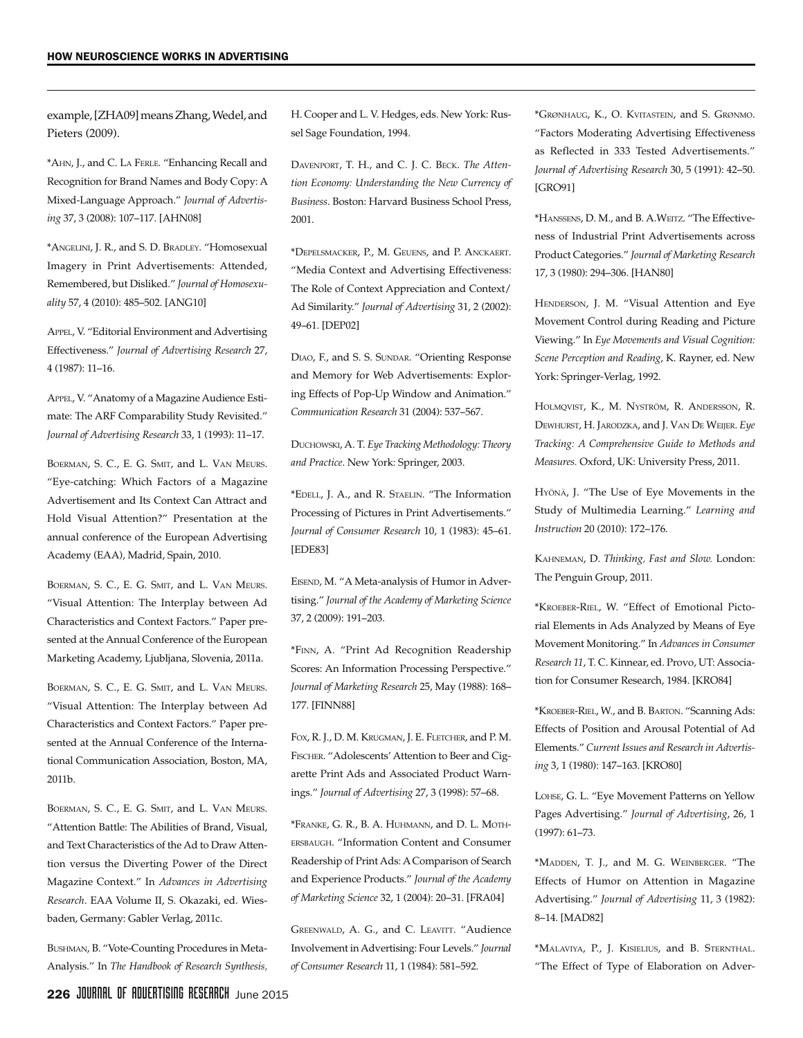example, [ZHA09] means Zhang, Wedel, and Pieters (2009).

*Ahn, J., and C. La Ferle. "Enhancing Recall and Recognition for Brand Names and Body Copy: A Mixed-Language Approach." *Journal of Advertising* 37, 3 (2008): 107–117. [AHN08]

*Angelini, J. R., and S. D. Bradley. "Homosexual Imagery in Print Advertisements: Attended, Remembered, but Disliked." *Journal of Homosexuality* 57, 4 (2010): 485–502. [ANG10]

Appel, V. "Editorial Environment and Advertising Effectiveness." *Journal of Advertising Research* 27, 4 (1987): 11–16.

Appel, V. "Anatomy of a Magazine Audience Estimate: The ARF Comparability Study Revisited." *Journal of Advertising Research* 33, 1 (1993): 11–17.

Boerman, S. C., E. G. Smit, and L. Van Meurs. "Eye-catching: Which Factors of a Magazine Advertisement and Its Context Can Attract and Hold Visual Attention?" Presentation at the annual conference of the European Advertising Academy (EAA), Madrid, Spain, 2010.

Boerman, S. C., E. G. Smit, and L. Van Meurs. "Visual Attention: The Interplay between Ad Characteristics and Context Factors." Paper presented at the Annual Conference of the European Marketing Academy, Ljubljana, Slovenia, 2011a.

Boerman, S. C., E. G. Smit, and L. Van Meurs. "Visual Attention: The Interplay between Ad Characteristics and Context Factors." Paper presented at the Annual Conference of the International Communication Association, Boston, MA, 2011b.

Boerman, S. C., E. G. Smit, and L. Van Meurs. "Attention Battle: The Abilities of Brand, Visual, and Text Characteristics of the Ad to Draw Attention versus the Diverting Power of the Direct Magazine Context." In *Advances in Advertising Research*. EAA Volume II, S. Okazaki, ed. Wiesbaden, Germany: Gabler Verlag, 2011c.

Bushman, B. "Vote-Counting Procedures in Meta-Analysis." In *The Handbook of Research Synthesis*, H. Cooper and L. V. Hedges, eds. New York: Russel Sage Foundation, 1994.

Davenport, T. H., and C. J. C. Beck. *The Attention Economy: Understanding the New Currency of Business*. Boston: Harvard Business School Press, 2001.

*Depelsmacker, P., M. Geuens, and P. Anckaert. "Media Context and Advertising Effectiveness: The Role of Context Appreciation and Context/Ad Similarity." *Journal of Advertising* 31, 2 (2002): 49–61. [DEP02]

Diao, F., and S. S. Sundar. "Orienting Response and Memory for Web Advertisements: Exploring Effects of Pop-Up Window and Animation." *Communication Research* 31 (2004): 537–567.

Duchowski, A. T. *Eye Tracking Methodology: Theory and Practice*. New York: Springer, 2003.

*Edell, J. A., and R. Staelin. "The Information Processing of Pictures in Print Advertisements." *Journal of Consumer Research* 10, 1 (1983): 45–61. [EDE83]

Eisend, M. "A Meta-analysis of Humor in Advertising." *Journal of the Academy of Marketing Science* 37, 2 (2009): 191–203.

*Finn, A. "Print Ad Recognition Readership Scores: An Information Processing Perspective." *Journal of Marketing Research* 25, May (1988): 168–177. [FINN88]

Fox, R. J., D. M. Krugman, J. E. Fletcher, and P. M. Fischer. "Adolescents' Attention to Beer and Cigarette Print Ads and Associated Product Warnings." *Journal of Advertising* 27, 3 (1998): 57–68.

*Franke, G. R., B. A. Huhmann, and D. L. Mothersbaugh. "Information Content and Consumer Readership of Print Ads: A Comparison of Search and Experience Products." *Journal of the Academy of Marketing Science* 32, 1 (2004): 20–31. [FRA04]

Greenwald, A. G., and C. Leavitt. "Audience Involvement in Advertising: Four Levels." *Journal of Consumer Research* 11, 1 (1984): 581–592.

*Grønhaug, K., O. Kvitastein, and S. Grønmo. "Factors Moderating Advertising Effectiveness as Reflected in 333 Tested Advertisements." *Journal of Advertising Research* 30, 5 (1991): 42–50. [GRO91]

*Hanssens, D. M., and B. A.Weitz. "The Effectiveness of Industrial Print Advertisements across Product Categories." *Journal of Marketing Research* 17, 3 (1980): 294–306. [HAN80]

Henderson, J. M. "Visual Attention and Eye Movement Control during Reading and Picture Viewing." In *Eye Movements and Visual Cognition: Scene Perception and Reading*, K. Rayner, ed. New York: Springer-Verlag, 1992.

Holmqvist, K., M. Nyström, R. Andersson, R. Dewhurst, H. Jarodzka, and J. Van De Weijer. *Eye Tracking: A Comprehensive Guide to Methods and Measures.* Oxford, UK: University Press, 2011.

Hyönä, J. "The Use of Eye Movements in the Study of Multimedia Learning." *Learning and Instruction* 20 (2010): 172–176.

Kahneman, D. *Thinking, Fast and Slow.* London: The Penguin Group, 2011.

*Kroeber-Riel, W. "Effect of Emotional Pictorial Elements in Ads Analyzed by Means of Eye Movement Monitoring." In *Advances in Consumer Research 11*, T. C. Kinnear, ed. Provo, UT: Association for Consumer Research, 1984. [KRO84]

*Kroeber-Riel, W., and B. Barton. "Scanning Ads: Effects of Position and Arousal Potential of Ad Elements." *Current Issues and Research in Advertising* 3, 1 (1980): 147–163. [KRO80]

Lohse, G. L. "Eye Movement Patterns on Yellow Pages Advertising." *Journal of Advertising*, 26, 1 (1997): 61–73.

*Madden, T. J., and M. G. Weinberger. "The Effects of Humor on Attention in Magazine Advertising." *Journal of Advertising* 11, 3 (1982): 8–14. [MAD82]

*Malaviya, P., J. Kisielius, and B. Sternthal. "The Effect of Type of Elaboration on Adver-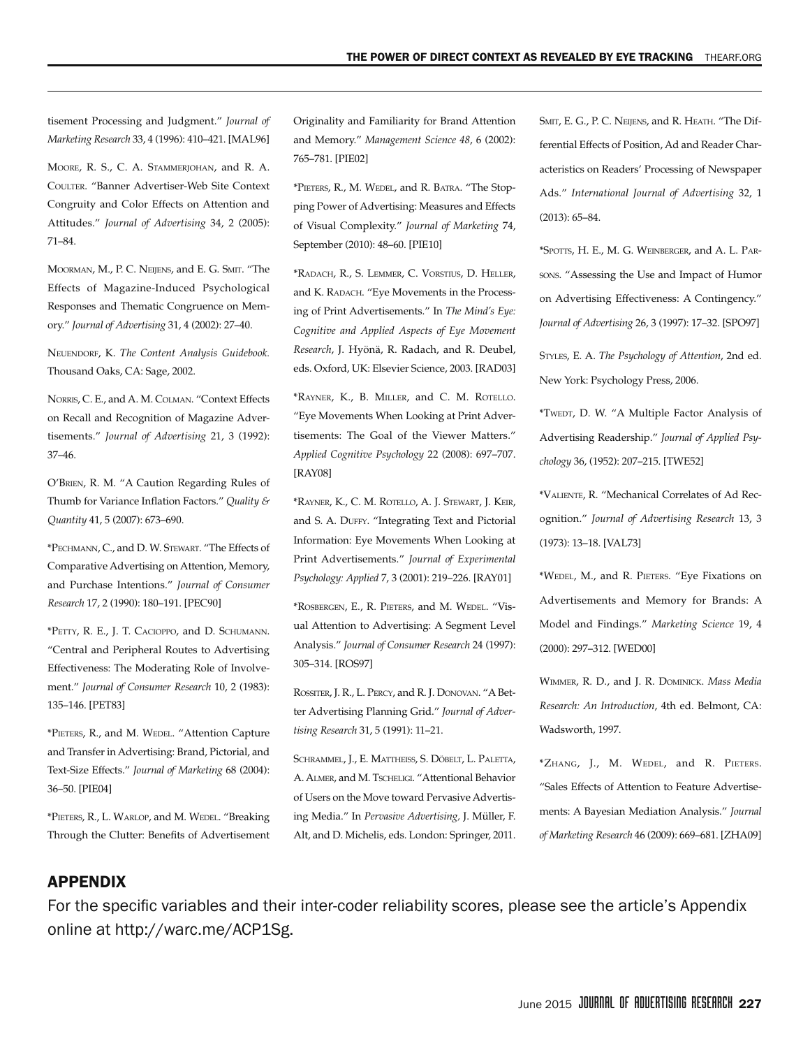tisement Processing and Judgment." *Journal of Marketing Research* 33, 4 (1996): 410–421. [MAL96]

Moore, R. S., C. A. Stammerjohan, and R. A. Coulter. "Banner Advertiser-Web Site Context Congruity and Color Effects on Attention and Attitudes." *Journal of Advertising* 34, 2 (2005): 71–84.

Moorman, M., P. C. Neijens, and E. G. Smit. "The Effects of Magazine-Induced Psychological Responses and Thematic Congruence on Memory." *Journal of Advertising* 31, 4 (2002): 27–40.

Neuendorf, K. *The Content Analysis Guidebook*. Thousand Oaks, CA: Sage, 2002.

Norris, C. E., and A. M. Colman. "Context Effects on Recall and Recognition of Magazine Advertisements." *Journal of Advertising* 21, 3 (1992): 37–46.

O'Brien, R. M. "A Caution Regarding Rules of Thumb for Variance Inflation Factors." *Quality & Quantity* 41, 5 (2007): 673–690.

*Pechmann, C., and D. W. Stewart. "The Effects of Comparative Advertising on Attention, Memory, and Purchase Intentions." *Journal of Consumer Research* 17, 2 (1990): 180–191. [PEC90]

*Petty, R. E., J. T. Cacioppo, and D. Schumann. "Central and Peripheral Routes to Advertising Effectiveness: The Moderating Role of Involvement." *Journal of Consumer Research* 10, 2 (1983): 135–146. [PET83]

*Pieters, R., and M. Wedel. "Attention Capture and Transfer in Advertising: Brand, Pictorial, and Text-Size Effects." *Journal of Marketing* 68 (2004): 36–50. [PIE04]

*Pieters, R., L. Warlop, and M. Wedel. "Breaking Through the Clutter: Benefits of Advertisement Originality and Familiarity for Brand Attention and Memory." *Management Science 48*, 6 (2002): 765–781. [PIE02]

*Pieters, R., M. Wedel, and R. Batra. "The Stopping Power of Advertising: Measures and Effects of Visual Complexity." *Journal of Marketing* 74, September (2010): 48–60. [PIE10]

*Radach, R., S. Lemmer, C. Vorstius, D. Heller, and K. Radach. "Eye Movements in the Processing of Print Advertisements." In *The Mind's Eye: Cognitive and Applied Aspects of Eye Movement Research*, J. Hyönä, R. Radach, and R. Deubel, eds. Oxford, UK: Elsevier Science, 2003. [RAD03]

*Rayner, K., B. Miller, and C. M. Rotello. "Eye Movements When Looking at Print Advertisements: The Goal of the Viewer Matters." *Applied Cognitive Psychology* 22 (2008): 697–707. [RAY08]

*Rayner, K., C. M. Rotello, A. J. Stewart, J. Keir, and S. A. Duffy. "Integrating Text and Pictorial Information: Eye Movements When Looking at Print Advertisements." *Journal of Experimental Psychology: Applied* 7, 3 (2001): 219–226. [RAY01]

*Rosbergen, E., R. Pieters, and M. Wedel. "Visual Attention to Advertising: A Segment Level Analysis." *Journal of Consumer Research* 24 (1997): 305–314. [ROS97]

Rossiter, J. R., L. Percy, and R. J. Donovan. "A Better Advertising Planning Grid." *Journal of Advertising Research* 31, 5 (1991): 11–21.

Schrammel, J., E. Mattheiss, S. Döbelt, L. Paletta, A. Almer, and M. Tscheligi. "Attentional Behavior of Users on the Move toward Pervasive Advertising Media." In *Pervasive Advertising*, J. Müller, F. Alt, and D. Michelis, eds. London: Springer, 2011.

Smit, E. G., P. C. Neijens, and R. Heath. "The Differential Effects of Position, Ad and Reader Characteristics on Readers' Processing of Newspaper Ads." *International Journal of Advertising* 32, 1 (2013): 65–84.

*Spotts, H. E., M. G. Weinberger, and A. L. Parsons. "Assessing the Use and Impact of Humor on Advertising Effectiveness: A Contingency." *Journal of Advertising* 26, 3 (1997): 17–32. [SPO97]

Styles, E. A. *The Psychology of Attention*, 2nd ed. New York: Psychology Press, 2006.

*Twedt, D. W. "A Multiple Factor Analysis of Advertising Readership." *Journal of Applied Psychology* 36, (1952): 207–215. [TWE52]

*Valiente, R. "Mechanical Correlates of Ad Recognition." *Journal of Advertising Research* 13, 3 (1973): 13–18. [VAL73]

*Wedel, M., and R. Pieters. "Eye Fixations on Advertisements and Memory for Brands: A Model and Findings." *Marketing Science* 19, 4 (2000): 297–312. [WED00]

Wimmer, R. D., and J. R. Dominick. *Mass Media Research: An Introduction*, 4th ed. Belmont, CA: Wadsworth, 1997.

*Zhang, J., M. Wedel, and R. Pieters. "Sales Effects of Attention to Feature Advertisements: A Bayesian Mediation Analysis." *Journal of Marketing Research* 46 (2009): 669–681. [ZHA09]

## APPENDIX

For the specific variables and their inter-coder reliability scores, please see the article's Appendix online at http://warc.me/ACP1Sg.